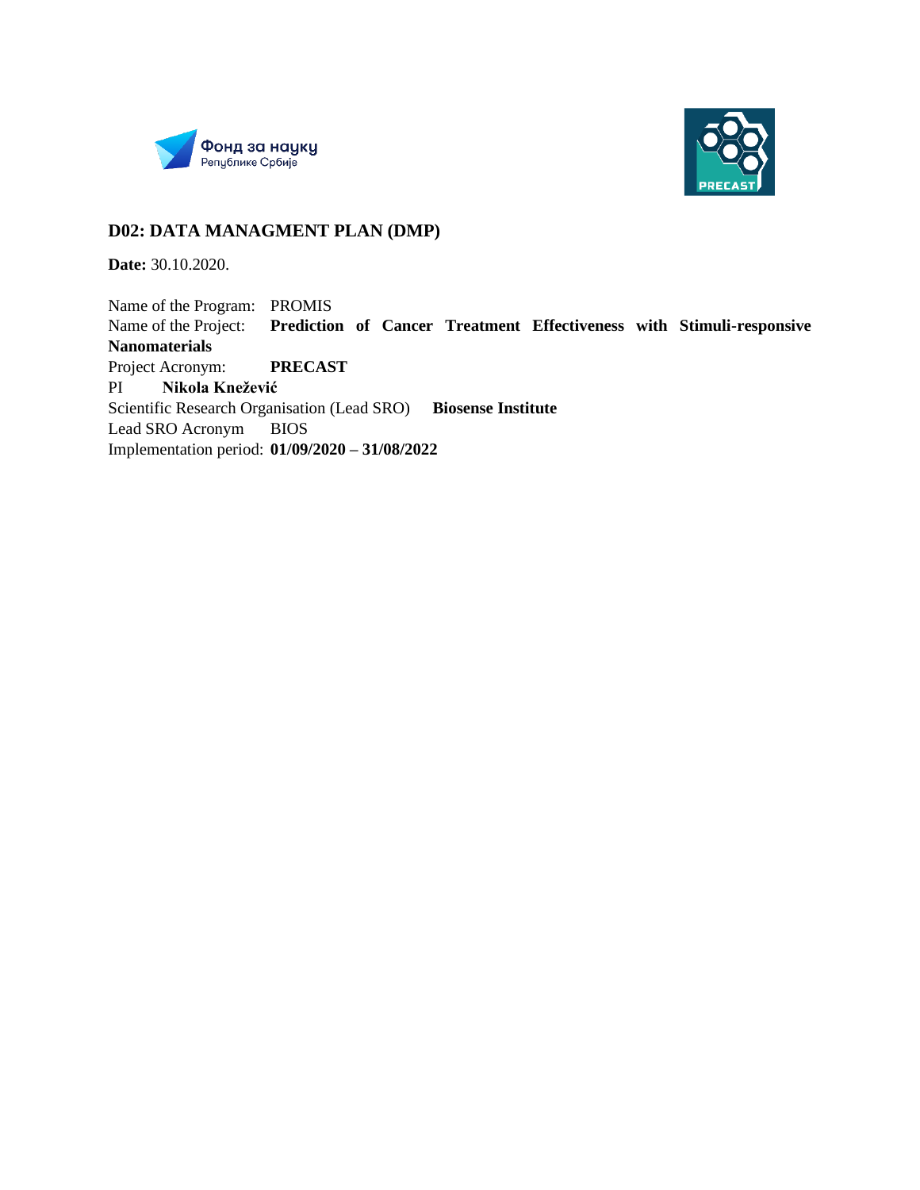## D02: DATA MANAGMENT PLAN (DMP)

**Date:** 30.10.2020.

Name of the Program: PROMIS
Name of the Project: **Prediction of Cancer Treatment Effectiveness with Stimuli-responsive Nanomaterials**
Project Acronym: **PRECAST**
PI **Nikola Knežević**
Scientific Research Organisation (Lead SRO) **Biosense Institute**
Lead SRO Acronym BIOS
Implementation period: **01/09/2020 – 31/08/2022**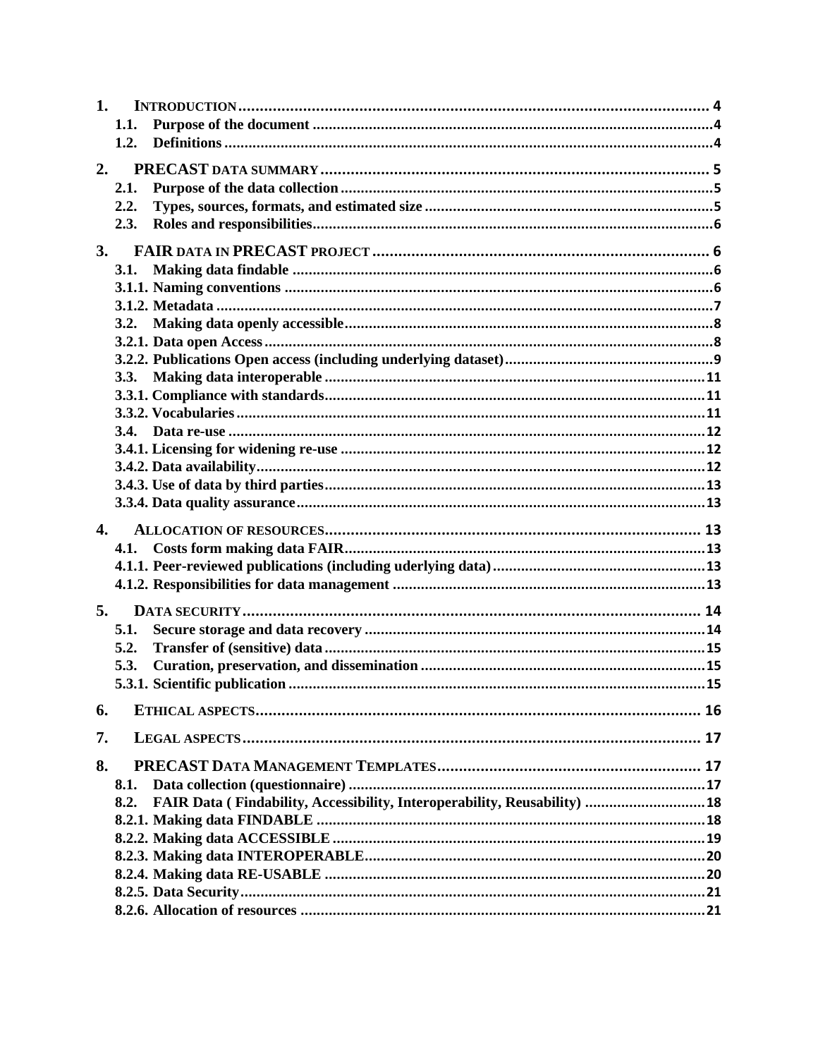1. INTRODUCTION ..... 4
   - 1.1. Purpose of the document ..... 4
   - 1.2. Definitions ..... 4
2. PRECAST DATA SUMMARY ..... 5
   - 2.1. Purpose of the data collection ..... 5
   - 2.2. Types, sources, formats, and estimated size ..... 5
   - 2.3. Roles and responsibilities ..... 6
3. FAIR DATA IN PRECAST PROJECT ..... 6
   - 3.1. Making data findable ..... 6
   - 3.1.1. Naming conventions ..... 6
   - 3.1.2. Metadata ..... 7
   - 3.2. Making data openly accessible ..... 8
   - 3.2.1. Data open Access ..... 8
   - 3.2.2. Publications Open access (including underlying dataset) ..... 9
   - 3.3. Making data interoperable ..... 11
   - 3.3.1. Compliance with standards ..... 11
   - 3.3.2. Vocabularies ..... 11
   - 3.4. Data re-use ..... 12
   - 3.4.1. Licensing for widening re-use ..... 12
   - 3.4.2. Data availability ..... 12
   - 3.4.3. Use of data by third parties ..... 13
   - 3.3.4. Data quality assurance ..... 13
4. ALLOCATION OF RESOURCES ..... 13
   - 4.1. Costs form making data FAIR ..... 13
   - 4.1.1. Peer-reviewed publications (including uderlying data) ..... 13
   - 4.1.2. Responsibilities for data management ..... 13
5. DATA SECURITY ..... 14
   - 5.1. Secure storage and data recovery ..... 14
   - 5.2. Transfer of (sensitive) data ..... 15
   - 5.3. Curation, preservation, and dissemination ..... 15
   - 5.3.1. Scientific publication ..... 15
6. ETHICAL ASPECTS ..... 16
7. LEGAL ASPECTS ..... 17
8. PRECAST DATA MANAGEMENT TEMPLATES ..... 17
   - 8.1. Data collection (questionnaire) ..... 17
   - 8.2. FAIR Data ( Findability, Accessibility, Interoperability, Reusability) ..... 18
   - 8.2.1. Making data FINDABLE ..... 18
   - 8.2.2. Making data ACCESSIBLE ..... 19
   - 8.2.3. Making data INTEROPERABLE ..... 20
   - 8.2.4. Making data RE-USABLE ..... 20
   - 8.2.5. Data Security ..... 21
   - 8.2.6. Allocation of resources ..... 21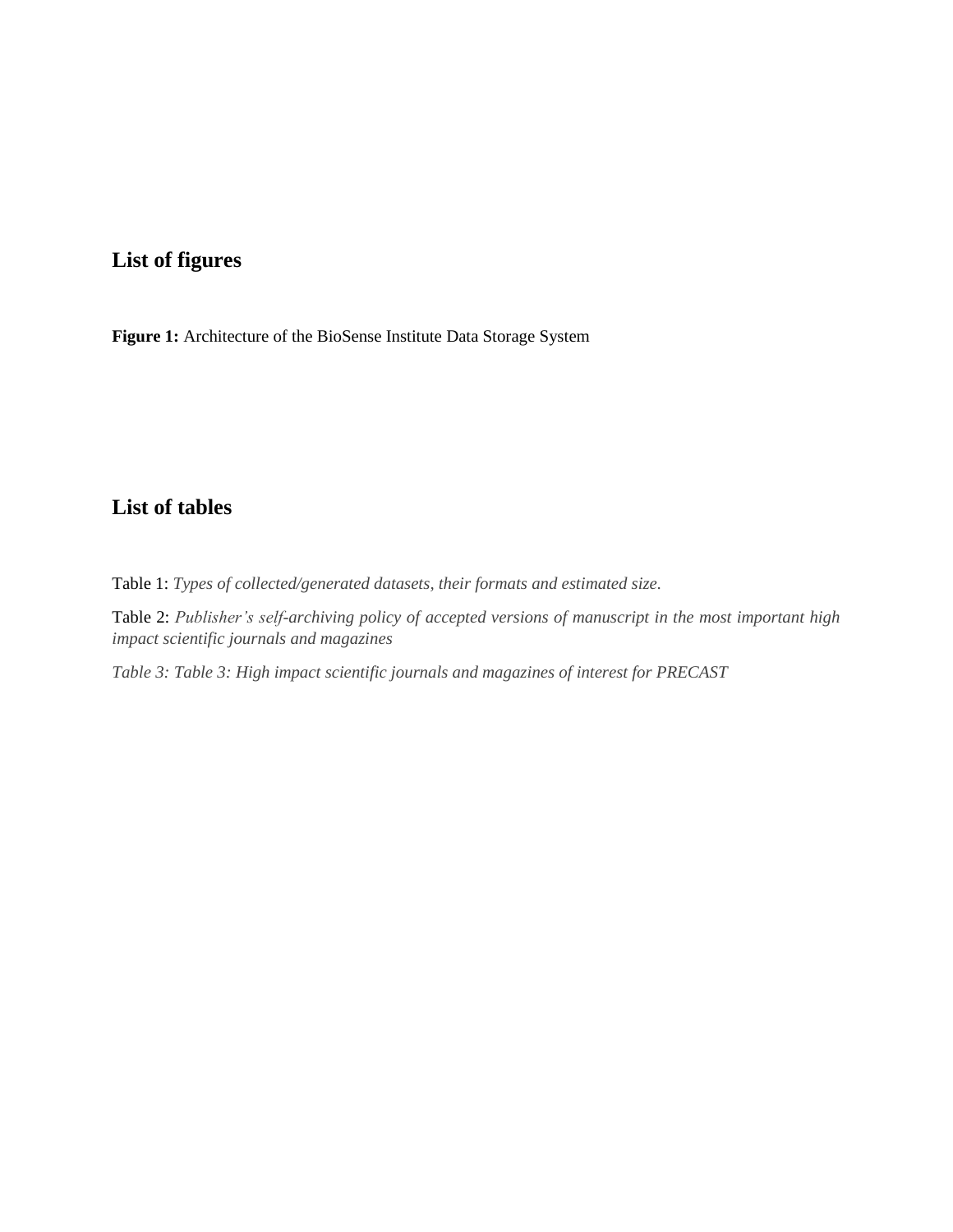## List of figures

**Figure 1:** Architecture of the BioSense Institute Data Storage System

## List of tables

Table 1: *Types of collected/generated datasets, their formats and estimated size.*

Table 2: *Publisher's self-archiving policy of accepted versions of manuscript in the most important high impact scientific journals and magazines*

*Table 3: Table 3: High impact scientific journals and magazines of interest for PRECAST*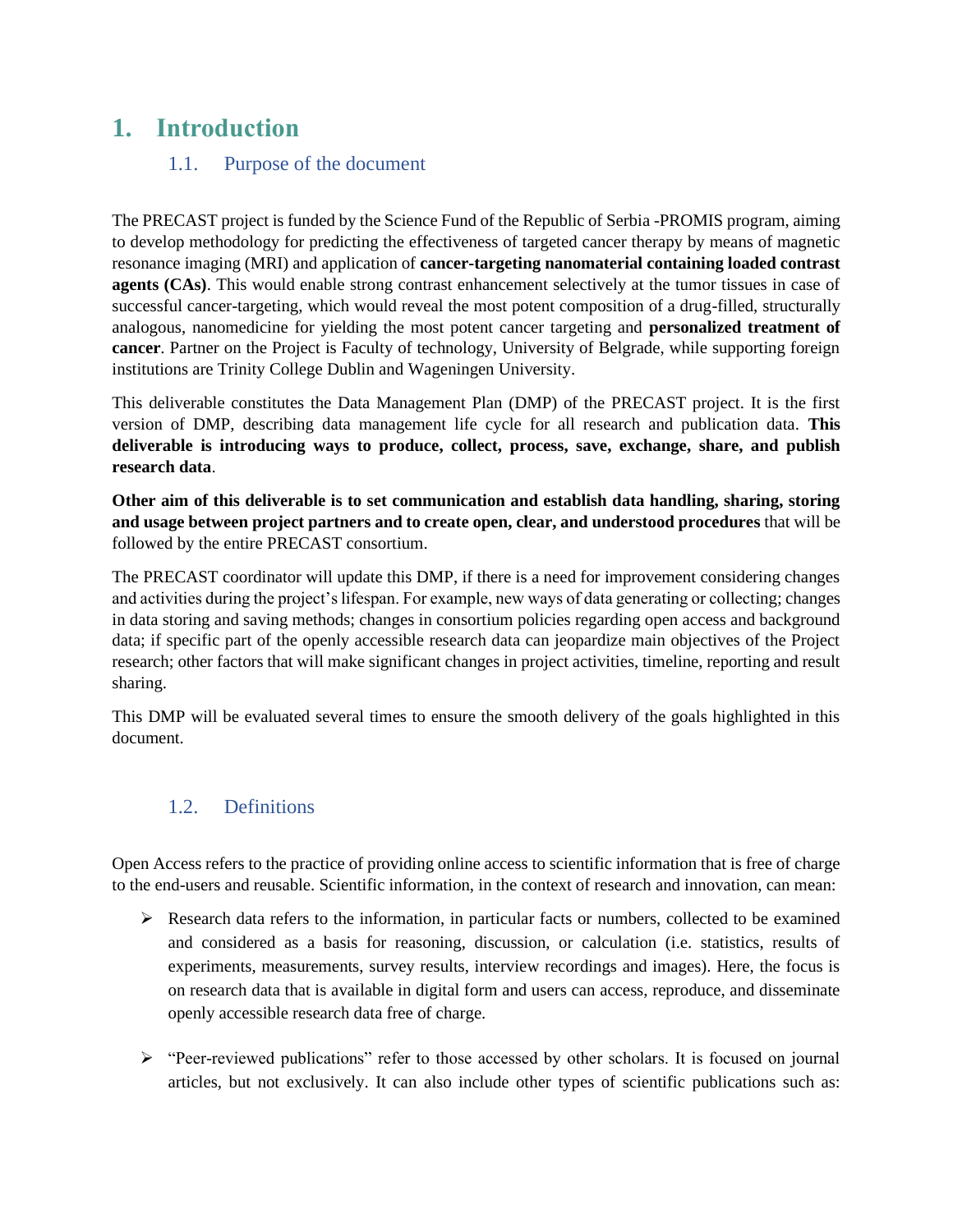# 1. Introduction

## 1.1. Purpose of the document

The PRECAST project is funded by the Science Fund of the Republic of Serbia -PROMIS program, aiming to develop methodology for predicting the effectiveness of targeted cancer therapy by means of magnetic resonance imaging (MRI) and application of **cancer-targeting nanomaterial containing loaded contrast agents (CAs)**. This would enable strong contrast enhancement selectively at the tumor tissues in case of successful cancer-targeting, which would reveal the most potent composition of a drug-filled, structurally analogous, nanomedicine for yielding the most potent cancer targeting and **personalized treatment of cancer**. Partner on the Project is Faculty of technology, University of Belgrade, while supporting foreign institutions are Trinity College Dublin and Wageningen University.

This deliverable constitutes the Data Management Plan (DMP) of the PRECAST project. It is the first version of DMP, describing data management life cycle for all research and publication data. **This deliverable is introducing ways to produce, collect, process, save, exchange, share, and publish research data**.

**Other aim of this deliverable is to set communication and establish data handling, sharing, storing and usage between project partners and to create open, clear, and understood procedures** that will be followed by the entire PRECAST consortium.

The PRECAST coordinator will update this DMP, if there is a need for improvement considering changes and activities during the project's lifespan. For example, new ways of data generating or collecting; changes in data storing and saving methods; changes in consortium policies regarding open access and background data; if specific part of the openly accessible research data can jeopardize main objectives of the Project research; other factors that will make significant changes in project activities, timeline, reporting and result sharing.

This DMP will be evaluated several times to ensure the smooth delivery of the goals highlighted in this document.

## 1.2. Definitions

Open Access refers to the practice of providing online access to scientific information that is free of charge to the end-users and reusable. Scientific information, in the context of research and innovation, can mean:

- Research data refers to the information, in particular facts or numbers, collected to be examined and considered as a basis for reasoning, discussion, or calculation (i.e. statistics, results of experiments, measurements, survey results, interview recordings and images). Here, the focus is on research data that is available in digital form and users can access, reproduce, and disseminate openly accessible research data free of charge.

- "Peer-reviewed publications" refer to those accessed by other scholars. It is focused on journal articles, but not exclusively. It can also include other types of scientific publications such as: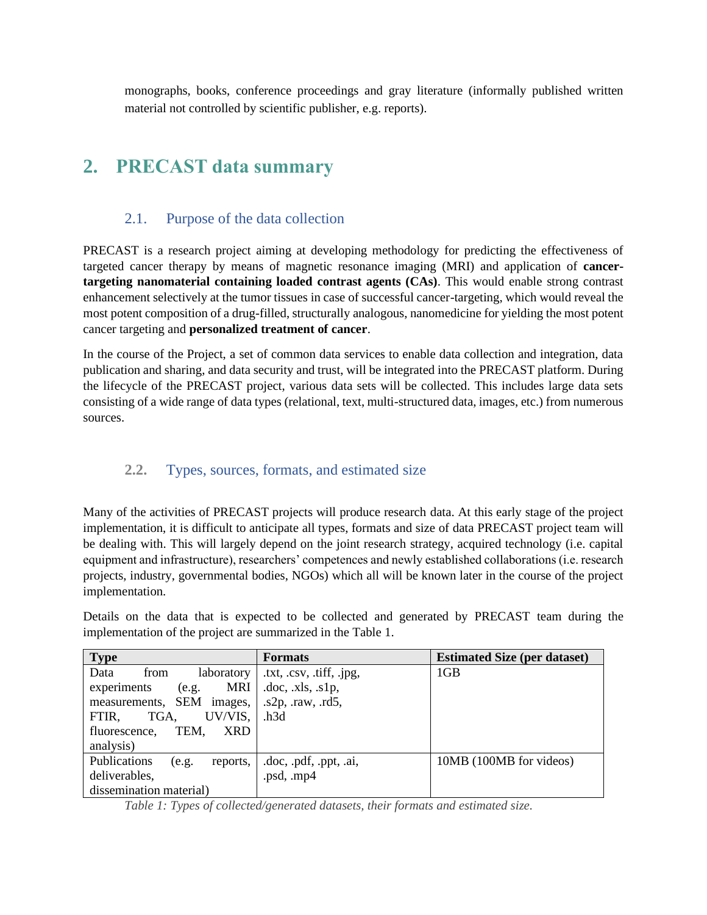monographs, books, conference proceedings and gray literature (informally published written material not controlled by scientific publisher, e.g. reports).

# 2. PRECAST data summary

## 2.1. Purpose of the data collection

PRECAST is a research project aiming at developing methodology for predicting the effectiveness of targeted cancer therapy by means of magnetic resonance imaging (MRI) and application of **cancer-targeting nanomaterial containing loaded contrast agents (CAs)**. This would enable strong contrast enhancement selectively at the tumor tissues in case of successful cancer-targeting, which would reveal the most potent composition of a drug-filled, structurally analogous, nanomedicine for yielding the most potent cancer targeting and **personalized treatment of cancer**.

In the course of the Project, a set of common data services to enable data collection and integration, data publication and sharing, and data security and trust, will be integrated into the PRECAST platform. During the lifecycle of the PRECAST project, various data sets will be collected. This includes large data sets consisting of a wide range of data types (relational, text, multi-structured data, images, etc.) from numerous sources.

## 2.2. Types, sources, formats, and estimated size

Many of the activities of PRECAST projects will produce research data. At this early stage of the project implementation, it is difficult to anticipate all types, formats and size of data PRECAST project team will be dealing with. This will largely depend on the joint research strategy, acquired technology (i.e. capital equipment and infrastructure), researchers' competences and newly established collaborations (i.e. research projects, industry, governmental bodies, NGOs) which all will be known later in the course of the project implementation.

Details on the data that is expected to be collected and generated by PRECAST team during the implementation of the project are summarized in the Table 1.

| Type | Formats | Estimated Size (per dataset) |
|---|---|---|
| Data from laboratory experiments (e.g. MRI measurements, SEM images, FTIR, TGA, UV/VIS, fluorescence, TEM, XRD analysis) | .txt, .csv, .tiff, .jpg, .doc, .xls, .s1p, .s2p, .raw, .rd5, .h3d | 1GB |
| Publications (e.g. reports, deliverables, dissemination material) | .doc, .pdf, .ppt, .ai, .psd, .mp4 | 10MB (100MB for videos) |

*Table 1: Types of collected/generated datasets, their formats and estimated size.*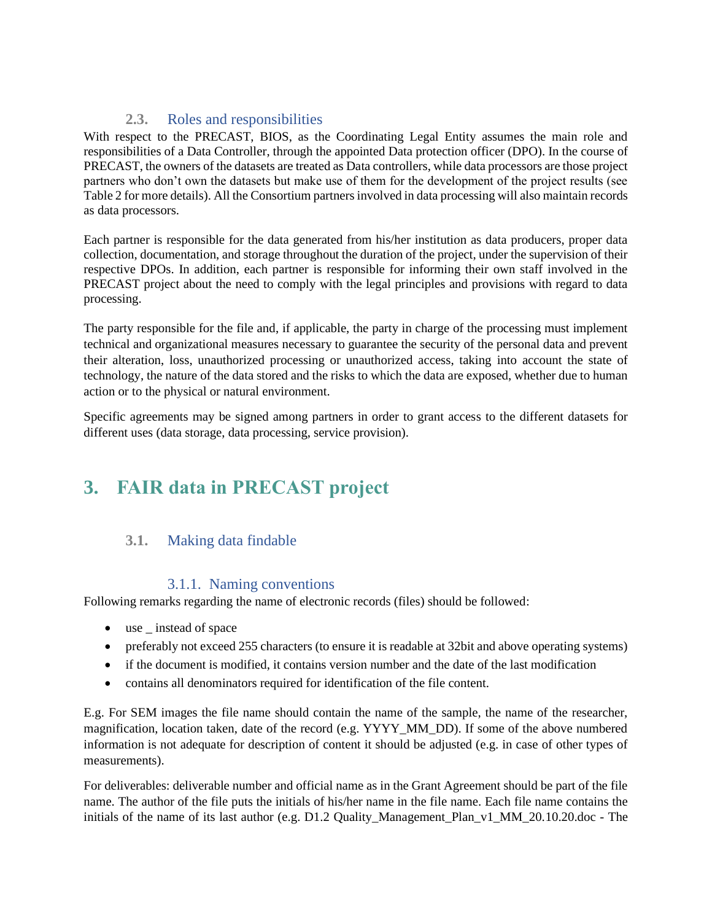### 2.3. Roles and responsibilities

With respect to the PRECAST, BIOS, as the Coordinating Legal Entity assumes the main role and responsibilities of a Data Controller, through the appointed Data protection officer (DPO). In the course of PRECAST, the owners of the datasets are treated as Data controllers, while data processors are those project partners who don't own the datasets but make use of them for the development of the project results (see Table 2 for more details). All the Consortium partners involved in data processing will also maintain records as data processors.

Each partner is responsible for the data generated from his/her institution as data producers, proper data collection, documentation, and storage throughout the duration of the project, under the supervision of their respective DPOs. In addition, each partner is responsible for informing their own staff involved in the PRECAST project about the need to comply with the legal principles and provisions with regard to data processing.

The party responsible for the file and, if applicable, the party in charge of the processing must implement technical and organizational measures necessary to guarantee the security of the personal data and prevent their alteration, loss, unauthorized processing or unauthorized access, taking into account the state of technology, the nature of the data stored and the risks to which the data are exposed, whether due to human action or to the physical or natural environment.

Specific agreements may be signed among partners in order to grant access to the different datasets for different uses (data storage, data processing, service provision).

# 3. FAIR data in PRECAST project

## 3.1. Making data findable

### 3.1.1. Naming conventions

Following remarks regarding the name of electronic records (files) should be followed:

- use _ instead of space
- preferably not exceed 255 characters (to ensure it is readable at 32bit and above operating systems)
- if the document is modified, it contains version number and the date of the last modification
- contains all denominators required for identification of the file content.

E.g. For SEM images the file name should contain the name of the sample, the name of the researcher, magnification, location taken, date of the record (e.g. YYYY_MM_DD). If some of the above numbered information is not adequate for description of content it should be adjusted (e.g. in case of other types of measurements).

For deliverables: deliverable number and official name as in the Grant Agreement should be part of the file name. The author of the file puts the initials of his/her name in the file name. Each file name contains the initials of the name of its last author (e.g. D1.2 Quality_Management_Plan_v1_MM_20.10.20.doc - The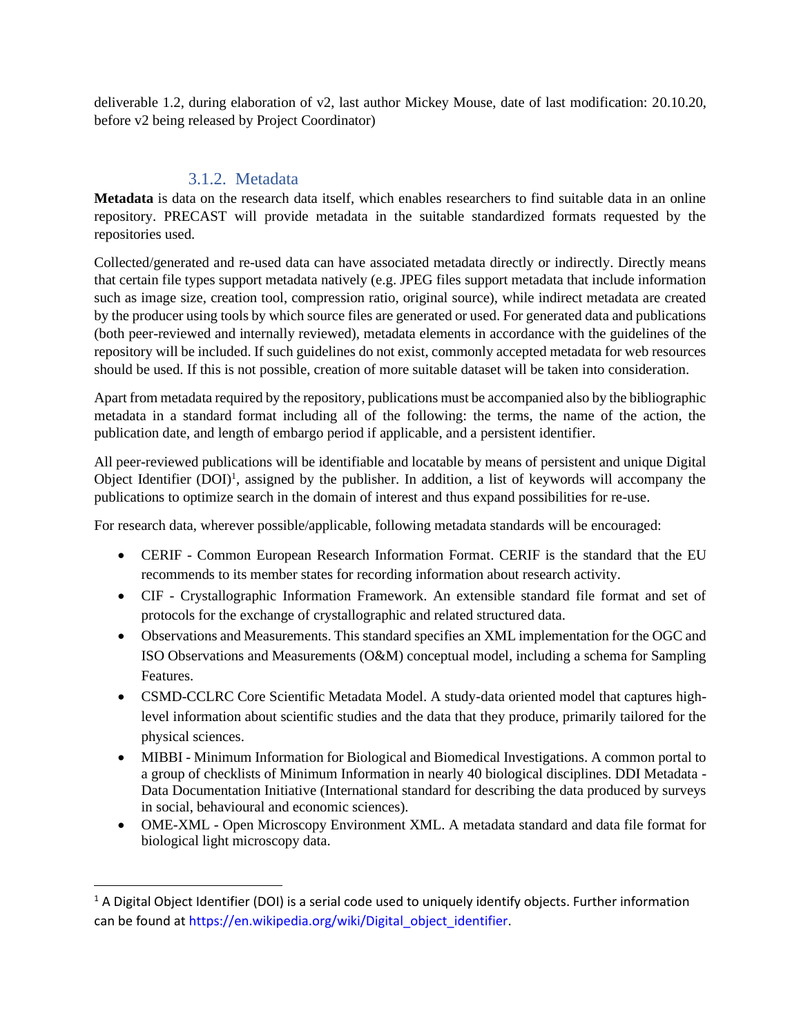deliverable 1.2, during elaboration of v2, last author Mickey Mouse, date of last modification: 20.10.20, before v2 being released by Project Coordinator)

### 3.1.2. Metadata

**Metadata** is data on the research data itself, which enables researchers to find suitable data in an online repository. PRECAST will provide metadata in the suitable standardized formats requested by the repositories used.

Collected/generated and re-used data can have associated metadata directly or indirectly. Directly means that certain file types support metadata natively (e.g. JPEG files support metadata that include information such as image size, creation tool, compression ratio, original source), while indirect metadata are created by the producer using tools by which source files are generated or used. For generated data and publications (both peer-reviewed and internally reviewed), metadata elements in accordance with the guidelines of the repository will be included. If such guidelines do not exist, commonly accepted metadata for web resources should be used. If this is not possible, creation of more suitable dataset will be taken into consideration.

Apart from metadata required by the repository, publications must be accompanied also by the bibliographic metadata in a standard format including all of the following: the terms, the name of the action, the publication date, and length of embargo period if applicable, and a persistent identifier.

All peer-reviewed publications will be identifiable and locatable by means of persistent and unique Digital Object Identifier (DOI)[1], assigned by the publisher. In addition, a list of keywords will accompany the publications to optimize search in the domain of interest and thus expand possibilities for re-use.

For research data, wherever possible/applicable, following metadata standards will be encouraged:

- CERIF - Common European Research Information Format. CERIF is the standard that the EU recommends to its member states for recording information about research activity.
- CIF - Crystallographic Information Framework. An extensible standard file format and set of protocols for the exchange of crystallographic and related structured data.
- Observations and Measurements. This standard specifies an XML implementation for the OGC and ISO Observations and Measurements (O&M) conceptual model, including a schema for Sampling Features.
- CSMD-CCLRC Core Scientific Metadata Model. A study-data oriented model that captures high-level information about scientific studies and the data that they produce, primarily tailored for the physical sciences.
- MIBBI - Minimum Information for Biological and Biomedical Investigations. A common portal to a group of checklists of Minimum Information in nearly 40 biological disciplines. DDI Metadata - Data Documentation Initiative (International standard for describing the data produced by surveys in social, behavioural and economic sciences).
- OME-XML - Open Microscopy Environment XML. A metadata standard and data file format for biological light microscopy data.

[1] A Digital Object Identifier (DOI) is a serial code used to uniquely identify objects. Further information can be found at https://en.wikipedia.org/wiki/Digital_object_identifier.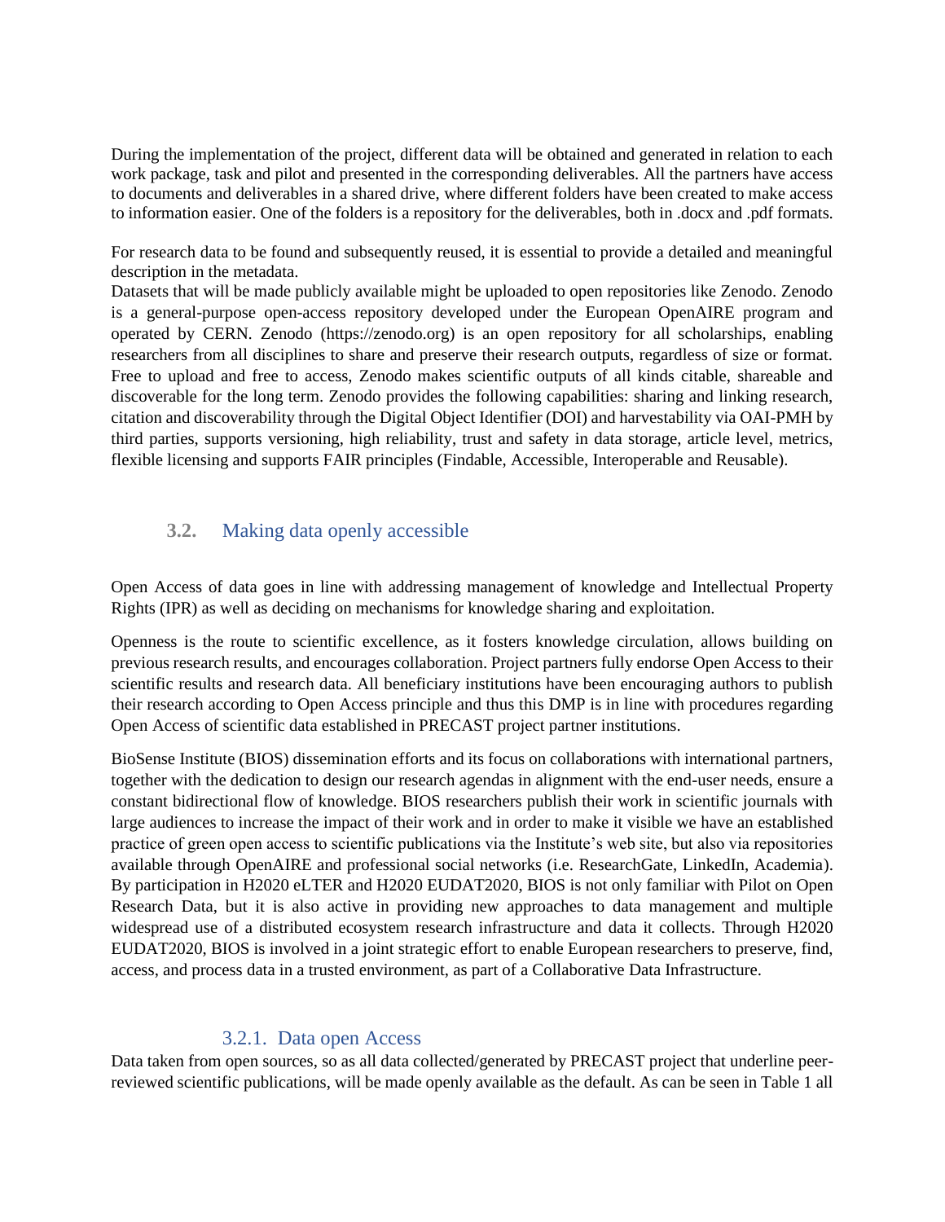During the implementation of the project, different data will be obtained and generated in relation to each work package, task and pilot and presented in the corresponding deliverables. All the partners have access to documents and deliverables in a shared drive, where different folders have been created to make access to information easier. One of the folders is a repository for the deliverables, both in .docx and .pdf formats.

For research data to be found and subsequently reused, it is essential to provide a detailed and meaningful description in the metadata.
Datasets that will be made publicly available might be uploaded to open repositories like Zenodo. Zenodo is a general-purpose open-access repository developed under the European OpenAIRE program and operated by CERN. Zenodo (https://zenodo.org) is an open repository for all scholarships, enabling researchers from all disciplines to share and preserve their research outputs, regardless of size or format. Free to upload and free to access, Zenodo makes scientific outputs of all kinds citable, shareable and discoverable for the long term. Zenodo provides the following capabilities: sharing and linking research, citation and discoverability through the Digital Object Identifier (DOI) and harvestability via OAI-PMH by third parties, supports versioning, high reliability, trust and safety in data storage, article level, metrics, flexible licensing and supports FAIR principles (Findable, Accessible, Interoperable and Reusable).

## 3.2. Making data openly accessible

Open Access of data goes in line with addressing management of knowledge and Intellectual Property Rights (IPR) as well as deciding on mechanisms for knowledge sharing and exploitation.

Openness is the route to scientific excellence, as it fosters knowledge circulation, allows building on previous research results, and encourages collaboration. Project partners fully endorse Open Access to their scientific results and research data. All beneficiary institutions have been encouraging authors to publish their research according to Open Access principle and thus this DMP is in line with procedures regarding Open Access of scientific data established in PRECAST project partner institutions.

BioSense Institute (BIOS) dissemination efforts and its focus on collaborations with international partners, together with the dedication to design our research agendas in alignment with the end-user needs, ensure a constant bidirectional flow of knowledge. BIOS researchers publish their work in scientific journals with large audiences to increase the impact of their work and in order to make it visible we have an established practice of green open access to scientific publications via the Institute's web site, but also via repositories available through OpenAIRE and professional social networks (i.e. ResearchGate, LinkedIn, Academia). By participation in H2020 eLTER and H2020 EUDAT2020, BIOS is not only familiar with Pilot on Open Research Data, but it is also active in providing new approaches to data management and multiple widespread use of a distributed ecosystem research infrastructure and data it collects. Through H2020 EUDAT2020, BIOS is involved in a joint strategic effort to enable European researchers to preserve, find, access, and process data in a trusted environment, as part of a Collaborative Data Infrastructure.

### 3.2.1. Data open Access

Data taken from open sources, so as all data collected/generated by PRECAST project that underline peer-reviewed scientific publications, will be made openly available as the default. As can be seen in Table 1 all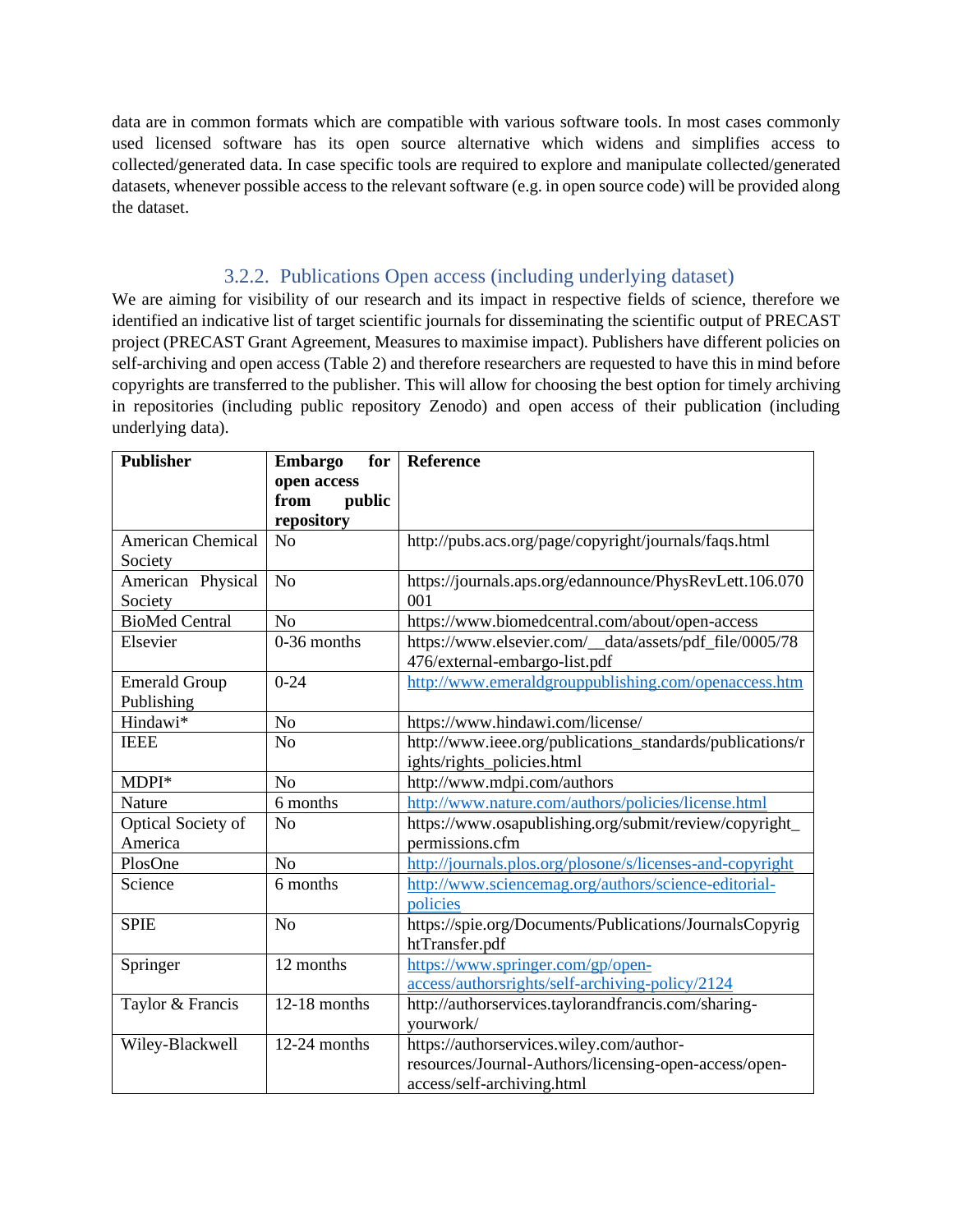data are in common formats which are compatible with various software tools. In most cases commonly used licensed software has its open source alternative which widens and simplifies access to collected/generated data. In case specific tools are required to explore and manipulate collected/generated datasets, whenever possible access to the relevant software (e.g. in open source code) will be provided along the dataset.

### 3.2.2. Publications Open access (including underlying dataset)

We are aiming for visibility of our research and its impact in respective fields of science, therefore we identified an indicative list of target scientific journals for disseminating the scientific output of PRECAST project (PRECAST Grant Agreement, Measures to maximise impact). Publishers have different policies on self-archiving and open access (Table 2) and therefore researchers are requested to have this in mind before copyrights are transferred to the publisher. This will allow for choosing the best option for timely archiving in repositories (including public repository Zenodo) and open access of their publication (including underlying data).

| Publisher | Embargo for open access from public repository | Reference |
| --- | --- | --- |
| American Chemical Society | No | http://pubs.acs.org/page/copyright/journals/faqs.html |
| American Physical Society | No | https://journals.aps.org/edannounce/PhysRevLett.106.070001 |
| BioMed Central | No | https://www.biomedcentral.com/about/open-access |
| Elsevier | 0-36 months | https://www.elsevier.com/__data/assets/pdf_file/0005/78476/external-embargo-list.pdf |
| Emerald Group Publishing | 0-24 | http://www.emeraldgrouppublishing.com/openaccess.htm |
| Hindawi* | No | https://www.hindawi.com/license/ |
| IEEE | No | http://www.ieee.org/publications_standards/publications/rights/rights_policies.html |
| MDPI* | No | http://www.mdpi.com/authors |
| Nature | 6 months | http://www.nature.com/authors/policies/license.html |
| Optical Society of America | No | https://www.osapublishing.org/submit/review/copyright_permissions.cfm |
| PlosOne | No | http://journals.plos.org/plosone/s/licenses-and-copyright |
| Science | 6 months | http://www.sciencemag.org/authors/science-editorial-policies |
| SPIE | No | https://spie.org/Documents/Publications/JournalsCopyrightTransfer.pdf |
| Springer | 12 months | https://www.springer.com/gp/open-access/authorsrights/self-archiving-policy/2124 |
| Taylor & Francis | 12-18 months | http://authorservices.taylorandfrancis.com/sharing-yourwork/ |
| Wiley-Blackwell | 12-24 months | https://authorservices.wiley.com/author-resources/Journal-Authors/licensing-open-access/open-access/self-archiving.html |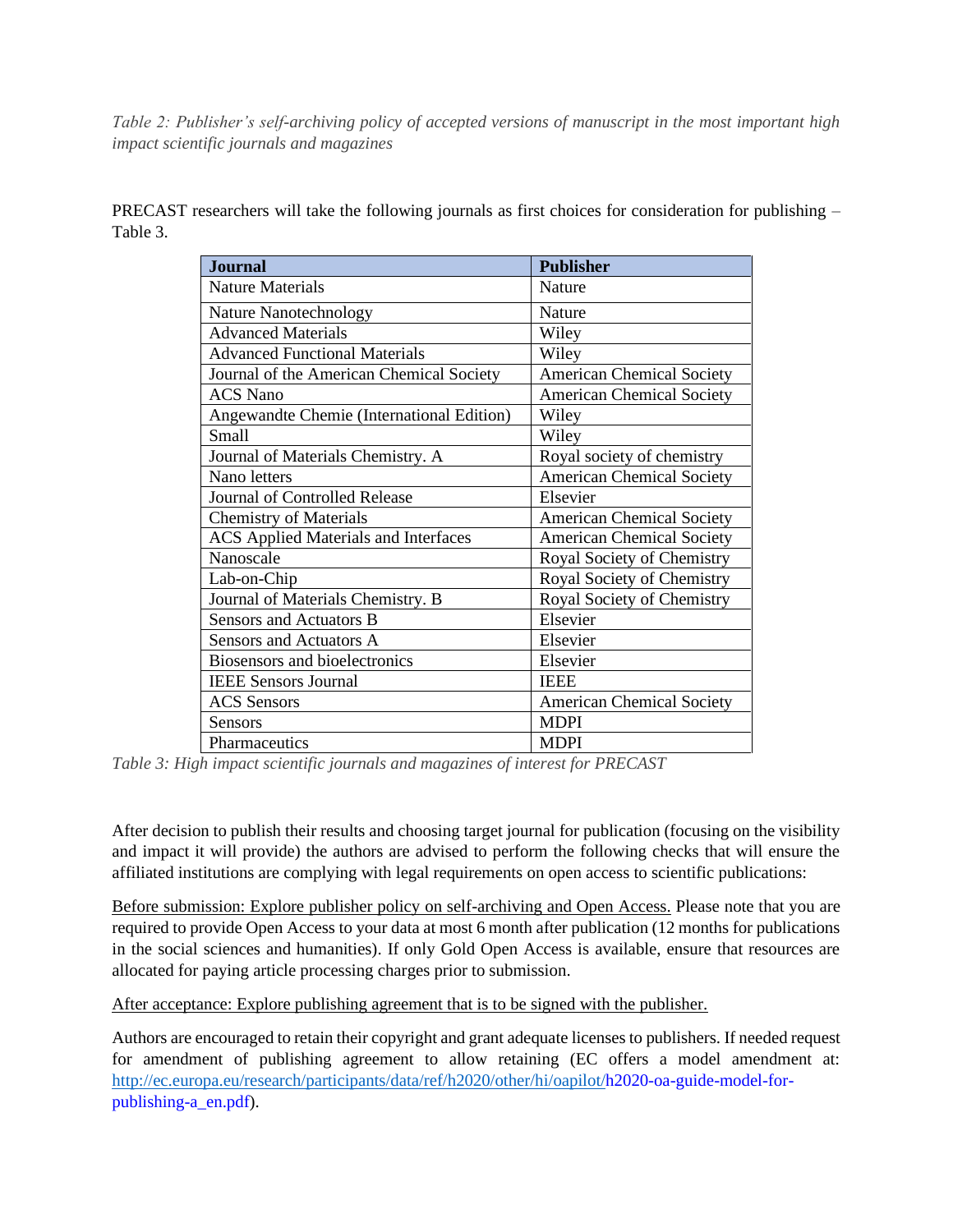*Table 2: Publisher's self-archiving policy of accepted versions of manuscript in the most important high impact scientific journals and magazines*

PRECAST researchers will take the following journals as first choices for consideration for publishing – Table 3.

| Journal | Publisher |
|---|---|
| Nature Materials | Nature |
| Nature Nanotechnology | Nature |
| Advanced Materials | Wiley |
| Advanced Functional Materials | Wiley |
| Journal of the American Chemical Society | American Chemical Society |
| ACS Nano | American Chemical Society |
| Angewandte Chemie (International Edition) | Wiley |
| Small | Wiley |
| Journal of Materials Chemistry. A | Royal society of chemistry |
| Nano letters | American Chemical Society |
| Journal of Controlled Release | Elsevier |
| Chemistry of Materials | American Chemical Society |
| ACS Applied Materials and Interfaces | American Chemical Society |
| Nanoscale | Royal Society of Chemistry |
| Lab-on-Chip | Royal Society of Chemistry |
| Journal of Materials Chemistry. B | Royal Society of Chemistry |
| Sensors and Actuators B | Elsevier |
| Sensors and Actuators A | Elsevier |
| Biosensors and bioelectronics | Elsevier |
| IEEE Sensors Journal | IEEE |
| ACS Sensors | American Chemical Society |
| Sensors | MDPI |
| Pharmaceutics | MDPI |

*Table 3: High impact scientific journals and magazines of interest for PRECAST*

After decision to publish their results and choosing target journal for publication (focusing on the visibility and impact it will provide) the authors are advised to perform the following checks that will ensure the affiliated institutions are complying with legal requirements on open access to scientific publications:

Before submission: Explore publisher policy on self-archiving and Open Access. Please note that you are required to provide Open Access to your data at most 6 month after publication (12 months for publications in the social sciences and humanities). If only Gold Open Access is available, ensure that resources are allocated for paying article processing charges prior to submission.

After acceptance: Explore publishing agreement that is to be signed with the publisher.

Authors are encouraged to retain their copyright and grant adequate licenses to publishers. If needed request for amendment of publishing agreement to allow retaining (EC offers a model amendment at: http://ec.europa.eu/research/participants/data/ref/h2020/other/hi/oapilot/h2020-oa-guide-model-for-publishing-a_en.pdf).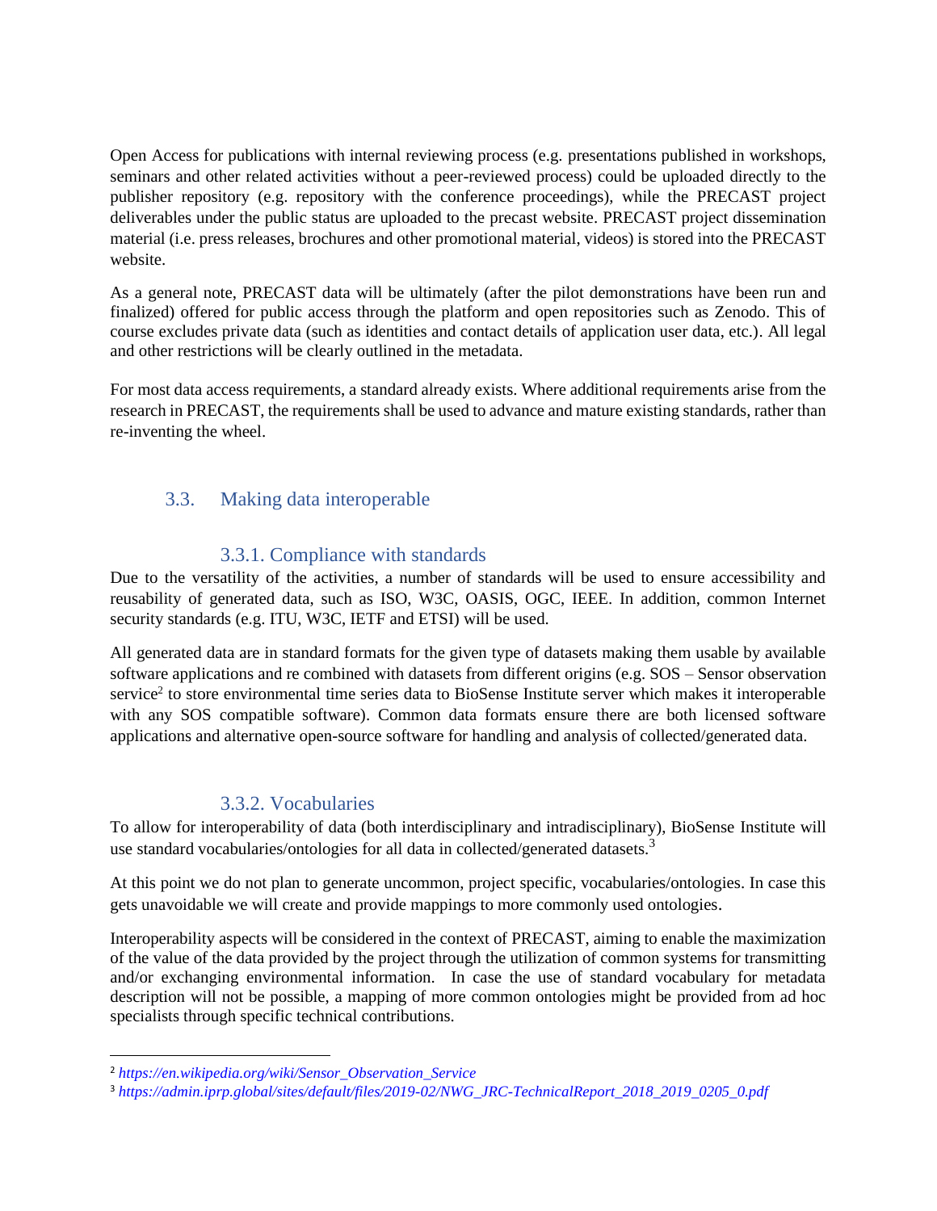Open Access for publications with internal reviewing process (e.g. presentations published in workshops, seminars and other related activities without a peer-reviewed process) could be uploaded directly to the publisher repository (e.g. repository with the conference proceedings), while the PRECAST project deliverables under the public status are uploaded to the precast website. PRECAST project dissemination material (i.e. press releases, brochures and other promotional material, videos) is stored into the PRECAST website.

As a general note, PRECAST data will be ultimately (after the pilot demonstrations have been run and finalized) offered for public access through the platform and open repositories such as Zenodo. This of course excludes private data (such as identities and contact details of application user data, etc.). All legal and other restrictions will be clearly outlined in the metadata.

For most data access requirements, a standard already exists. Where additional requirements arise from the research in PRECAST, the requirements shall be used to advance and mature existing standards, rather than re-inventing the wheel.

## 3.3. Making data interoperable

### 3.3.1. Compliance with standards

Due to the versatility of the activities, a number of standards will be used to ensure accessibility and reusability of generated data, such as ISO, W3C, OASIS, OGC, IEEE. In addition, common Internet security standards (e.g. ITU, W3C, IETF and ETSI) will be used.

All generated data are in standard formats for the given type of datasets making them usable by available software applications and re combined with datasets from different origins (e.g. SOS – Sensor observation service[2] to store environmental time series data to BioSense Institute server which makes it interoperable with any SOS compatible software). Common data formats ensure there are both licensed software applications and alternative open-source software for handling and analysis of collected/generated data.

### 3.3.2. Vocabularies

To allow for interoperability of data (both interdisciplinary and intradisciplinary), BioSense Institute will use standard vocabularies/ontologies for all data in collected/generated datasets.[3]

At this point we do not plan to generate uncommon, project specific, vocabularies/ontologies. In case this gets unavoidable we will create and provide mappings to more commonly used ontologies.

Interoperability aspects will be considered in the context of PRECAST, aiming to enable the maximization of the value of the data provided by the project through the utilization of common systems for transmitting and/or exchanging environmental information. In case the use of standard vocabulary for metadata description will not be possible, a mapping of more common ontologies might be provided from ad hoc specialists through specific technical contributions.

---

[2] *https://en.wikipedia.org/wiki/Sensor_Observation_Service*

[3] *https://admin.iprp.global/sites/default/files/2019-02/NWG_JRC-TechnicalReport_2018_2019_0205_0.pdf*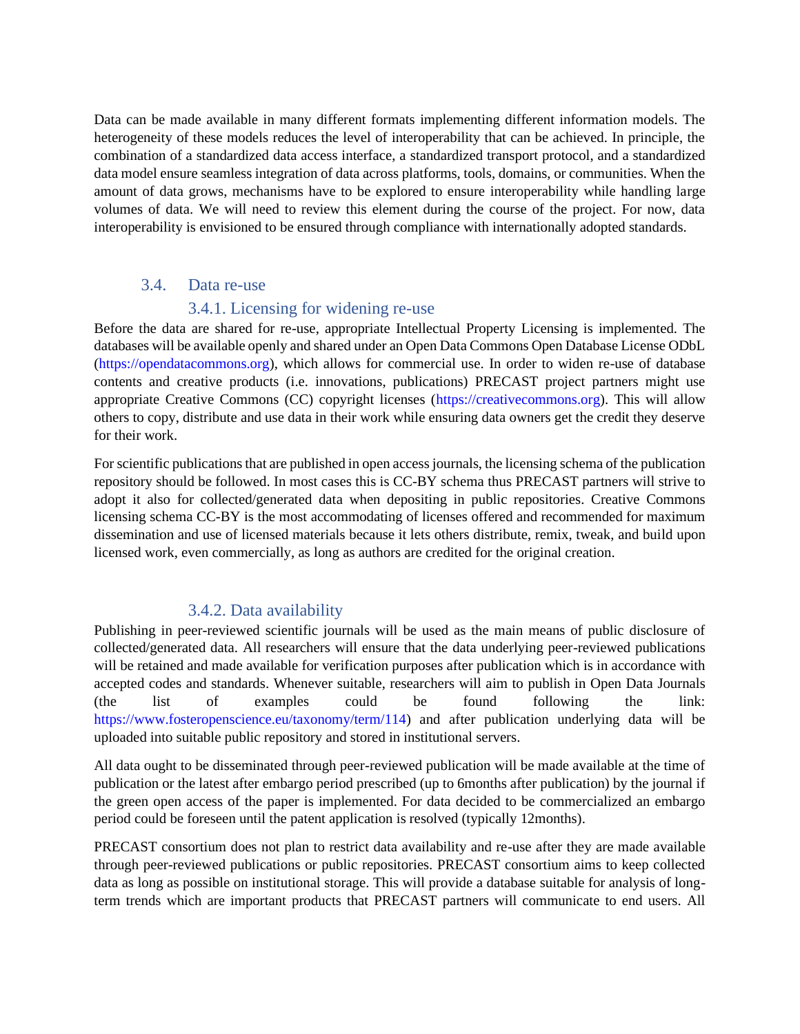Data can be made available in many different formats implementing different information models. The heterogeneity of these models reduces the level of interoperability that can be achieved. In principle, the combination of a standardized data access interface, a standardized transport protocol, and a standardized data model ensure seamless integration of data across platforms, tools, domains, or communities. When the amount of data grows, mechanisms have to be explored to ensure interoperability while handling large volumes of data. We will need to review this element during the course of the project. For now, data interoperability is envisioned to be ensured through compliance with internationally adopted standards.

## 3.4. Data re-use

### 3.4.1. Licensing for widening re-use

Before the data are shared for re-use, appropriate Intellectual Property Licensing is implemented. The databases will be available openly and shared under an Open Data Commons Open Database License ODbL (https://opendatacommons.org), which allows for commercial use. In order to widen re-use of database contents and creative products (i.e. innovations, publications) PRECAST project partners might use appropriate Creative Commons (CC) copyright licenses (https://creativecommons.org). This will allow others to copy, distribute and use data in their work while ensuring data owners get the credit they deserve for their work.

For scientific publications that are published in open access journals, the licensing schema of the publication repository should be followed. In most cases this is CC-BY schema thus PRECAST partners will strive to adopt it also for collected/generated data when depositing in public repositories. Creative Commons licensing schema CC-BY is the most accommodating of licenses offered and recommended for maximum dissemination and use of licensed materials because it lets others distribute, remix, tweak, and build upon licensed work, even commercially, as long as authors are credited for the original creation.

### 3.4.2. Data availability

Publishing in peer-reviewed scientific journals will be used as the main means of public disclosure of collected/generated data. All researchers will ensure that the data underlying peer-reviewed publications will be retained and made available for verification purposes after publication which is in accordance with accepted codes and standards. Whenever suitable, researchers will aim to publish in Open Data Journals (the list of examples could be found following the link: https://www.fosteropenscience.eu/taxonomy/term/114) and after publication underlying data will be uploaded into suitable public repository and stored in institutional servers.

All data ought to be disseminated through peer-reviewed publication will be made available at the time of publication or the latest after embargo period prescribed (up to 6months after publication) by the journal if the green open access of the paper is implemented. For data decided to be commercialized an embargo period could be foreseen until the patent application is resolved (typically 12months).

PRECAST consortium does not plan to restrict data availability and re-use after they are made available through peer-reviewed publications or public repositories. PRECAST consortium aims to keep collected data as long as possible on institutional storage. This will provide a database suitable for analysis of long-term trends which are important products that PRECAST partners will communicate to end users. All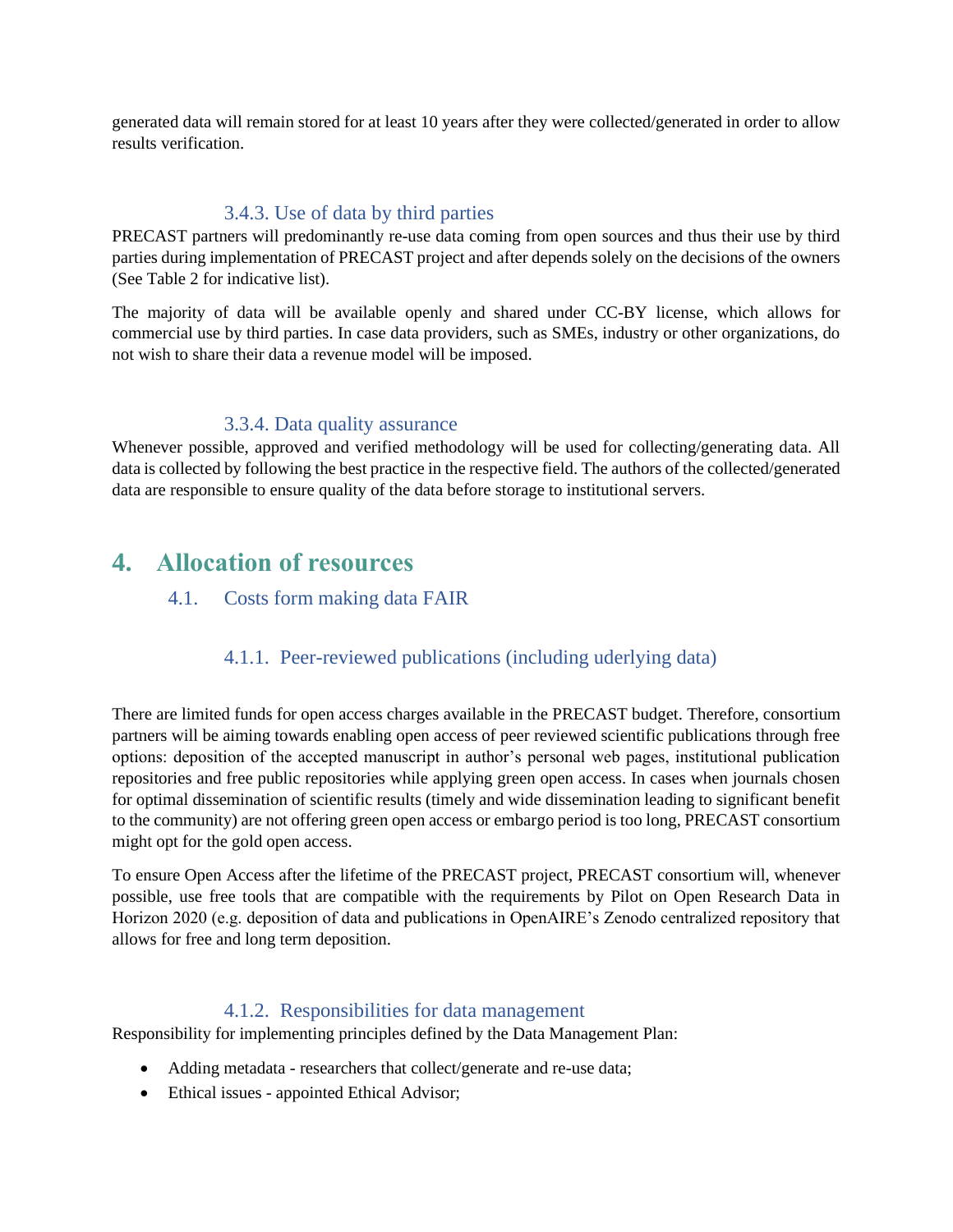generated data will remain stored for at least 10 years after they were collected/generated in order to allow results verification.

#### 3.4.3. Use of data by third parties

PRECAST partners will predominantly re-use data coming from open sources and thus their use by third parties during implementation of PRECAST project and after depends solely on the decisions of the owners (See Table 2 for indicative list).

The majority of data will be available openly and shared under CC-BY license, which allows for commercial use by third parties. In case data providers, such as SMEs, industry or other organizations, do not wish to share their data a revenue model will be imposed.

#### 3.3.4. Data quality assurance

Whenever possible, approved and verified methodology will be used for collecting/generating data. All data is collected by following the best practice in the respective field. The authors of the collected/generated data are responsible to ensure quality of the data before storage to institutional servers.

# 4. Allocation of resources

## 4.1. Costs form making data FAIR

### 4.1.1. Peer-reviewed publications (including uderlying data)

There are limited funds for open access charges available in the PRECAST budget. Therefore, consortium partners will be aiming towards enabling open access of peer reviewed scientific publications through free options: deposition of the accepted manuscript in author's personal web pages, institutional publication repositories and free public repositories while applying green open access. In cases when journals chosen for optimal dissemination of scientific results (timely and wide dissemination leading to significant benefit to the community) are not offering green open access or embargo period is too long, PRECAST consortium might opt for the gold open access.

To ensure Open Access after the lifetime of the PRECAST project, PRECAST consortium will, whenever possible, use free tools that are compatible with the requirements by Pilot on Open Research Data in Horizon 2020 (e.g. deposition of data and publications in OpenAIRE's Zenodo centralized repository that allows for free and long term deposition.

### 4.1.2. Responsibilities for data management

Responsibility for implementing principles defined by the Data Management Plan:

- Adding metadata - researchers that collect/generate and re-use data;
- Ethical issues - appointed Ethical Advisor;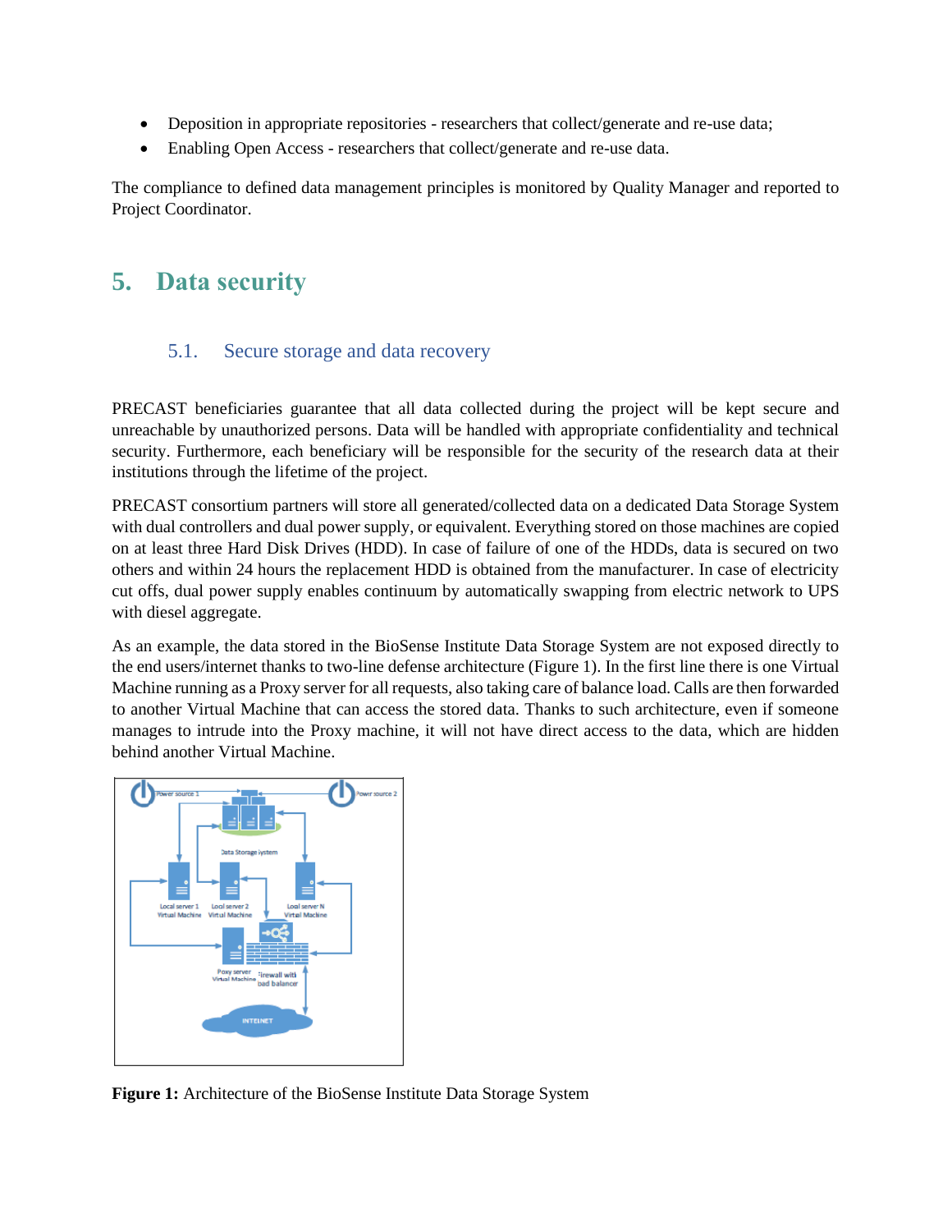- Deposition in appropriate repositories - researchers that collect/generate and re-use data;
- Enabling Open Access - researchers that collect/generate and re-use data.

The compliance to defined data management principles is monitored by Quality Manager and reported to Project Coordinator.

# 5. Data security

## 5.1. Secure storage and data recovery

PRECAST beneficiaries guarantee that all data collected during the project will be kept secure and unreachable by unauthorized persons. Data will be handled with appropriate confidentiality and technical security. Furthermore, each beneficiary will be responsible for the security of the research data at their institutions through the lifetime of the project.

PRECAST consortium partners will store all generated/collected data on a dedicated Data Storage System with dual controllers and dual power supply, or equivalent. Everything stored on those machines are copied on at least three Hard Disk Drives (HDD). In case of failure of one of the HDDs, data is secured on two others and within 24 hours the replacement HDD is obtained from the manufacturer. In case of electricity cut offs, dual power supply enables continuum by automatically swapping from electric network to UPS with diesel aggregate.

As an example, the data stored in the BioSense Institute Data Storage System are not exposed directly to the end users/internet thanks to two-line defense architecture (Figure 1). In the first line there is one Virtual Machine running as a Proxy server for all requests, also taking care of balance load. Calls are then forwarded to another Virtual Machine that can access the stored data. Thanks to such architecture, even if someone manages to intrude into the Proxy machine, it will not have direct access to the data, which are hidden behind another Virtual Machine.

**Figure 1:** Architecture of the BioSense Institute Data Storage System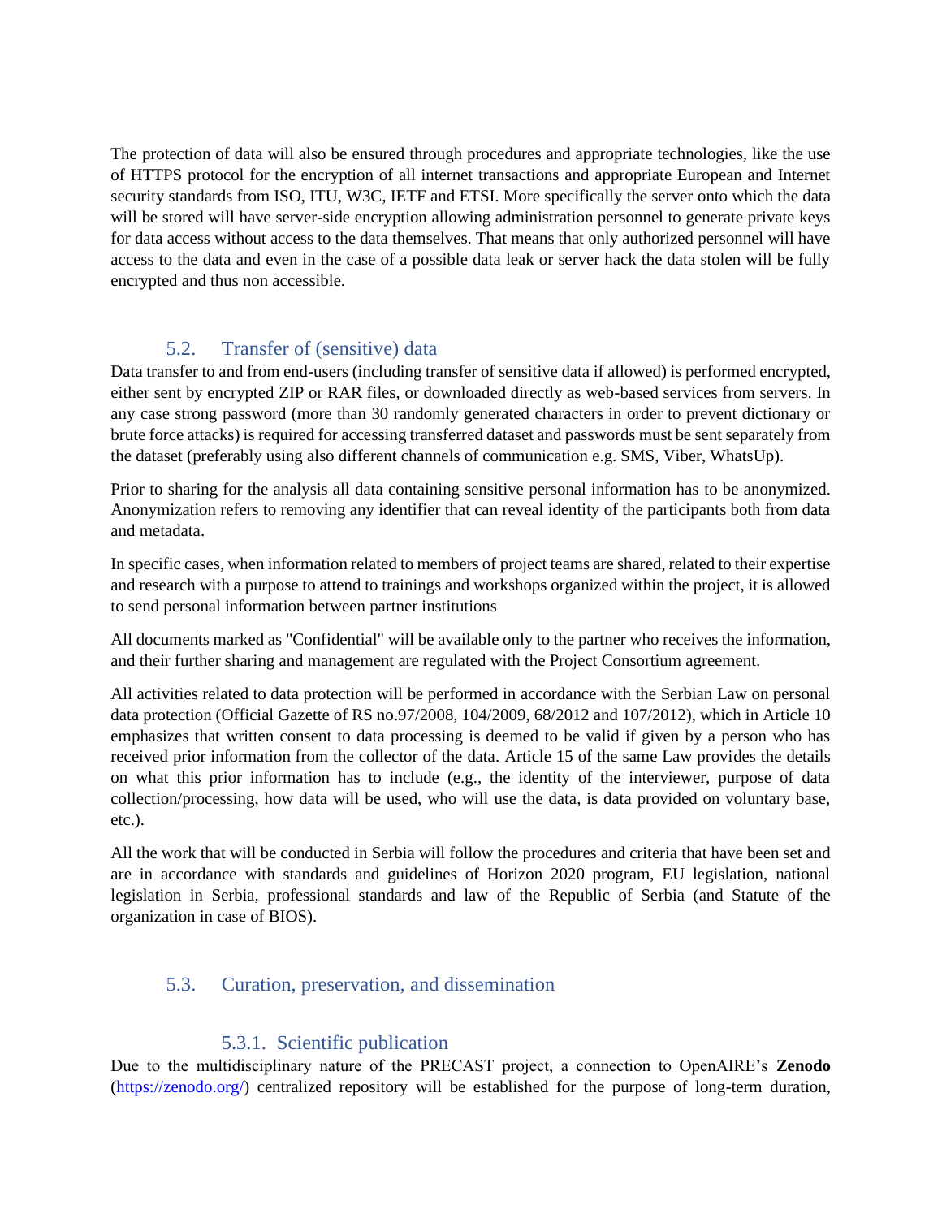The protection of data will also be ensured through procedures and appropriate technologies, like the use of HTTPS protocol for the encryption of all internet transactions and appropriate European and Internet security standards from ISO, ITU, W3C, IETF and ETSI. More specifically the server onto which the data will be stored will have server-side encryption allowing administration personnel to generate private keys for data access without access to the data themselves. That means that only authorized personnel will have access to the data and even in the case of a possible data leak or server hack the data stolen will be fully encrypted and thus non accessible.

## 5.2. Transfer of (sensitive) data

Data transfer to and from end-users (including transfer of sensitive data if allowed) is performed encrypted, either sent by encrypted ZIP or RAR files, or downloaded directly as web-based services from servers. In any case strong password (more than 30 randomly generated characters in order to prevent dictionary or brute force attacks) is required for accessing transferred dataset and passwords must be sent separately from the dataset (preferably using also different channels of communication e.g. SMS, Viber, WhatsUp).

Prior to sharing for the analysis all data containing sensitive personal information has to be anonymized. Anonymization refers to removing any identifier that can reveal identity of the participants both from data and metadata.

In specific cases, when information related to members of project teams are shared, related to their expertise and research with a purpose to attend to trainings and workshops organized within the project, it is allowed to send personal information between partner institutions

All documents marked as "Confidential" will be available only to the partner who receives the information, and their further sharing and management are regulated with the Project Consortium agreement.

All activities related to data protection will be performed in accordance with the Serbian Law on personal data protection (Official Gazette of RS no.97/2008, 104/2009, 68/2012 and 107/2012), which in Article 10 emphasizes that written consent to data processing is deemed to be valid if given by a person who has received prior information from the collector of the data. Article 15 of the same Law provides the details on what this prior information has to include (e.g., the identity of the interviewer, purpose of data collection/processing, how data will be used, who will use the data, is data provided on voluntary base, etc.).

All the work that will be conducted in Serbia will follow the procedures and criteria that have been set and are in accordance with standards and guidelines of Horizon 2020 program, EU legislation, national legislation in Serbia, professional standards and law of the Republic of Serbia (and Statute of the organization in case of BIOS).

## 5.3. Curation, preservation, and dissemination

### 5.3.1. Scientific publication

Due to the multidisciplinary nature of the PRECAST project, a connection to OpenAIRE's **Zenodo** (https://zenodo.org/) centralized repository will be established for the purpose of long-term duration,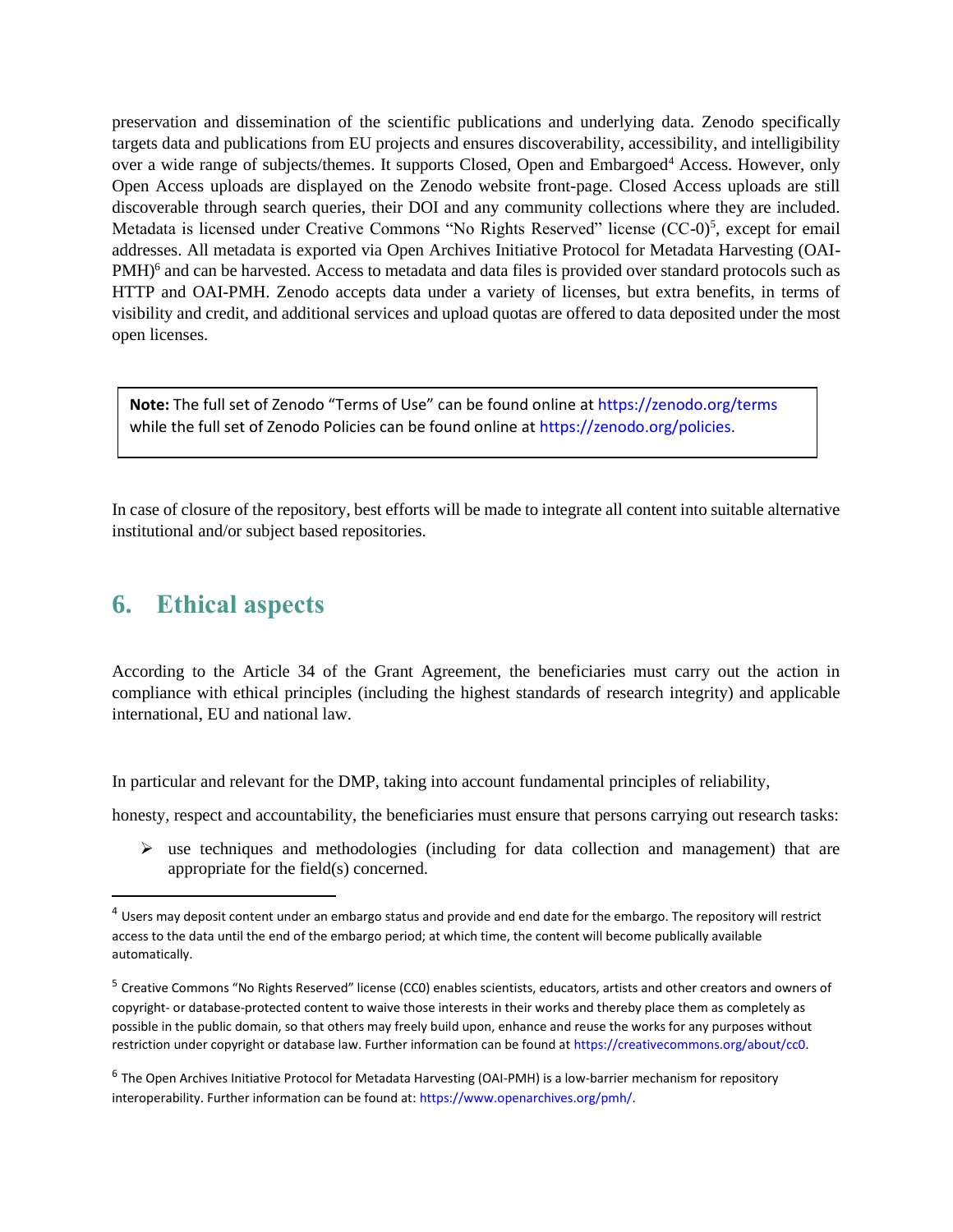preservation and dissemination of the scientific publications and underlying data. Zenodo specifically targets data and publications from EU projects and ensures discoverability, accessibility, and intelligibility over a wide range of subjects/themes. It supports Closed, Open and Embargoed[4] Access. However, only Open Access uploads are displayed on the Zenodo website front-page. Closed Access uploads are still discoverable through search queries, their DOI and any community collections where they are included. Metadata is licensed under Creative Commons "No Rights Reserved" license (CC-0)[5], except for email addresses. All metadata is exported via Open Archives Initiative Protocol for Metadata Harvesting (OAI-PMH)[6] and can be harvested. Access to metadata and data files is provided over standard protocols such as HTTP and OAI-PMH. Zenodo accepts data under a variety of licenses, but extra benefits, in terms of visibility and credit, and additional services and upload quotas are offered to data deposited under the most open licenses.

> **Note:** The full set of Zenodo "Terms of Use" can be found online at https://zenodo.org/terms while the full set of Zenodo Policies can be found online at https://zenodo.org/policies.

In case of closure of the repository, best efforts will be made to integrate all content into suitable alternative institutional and/or subject based repositories.

# 6. Ethical aspects

According to the Article 34 of the Grant Agreement, the beneficiaries must carry out the action in compliance with ethical principles (including the highest standards of research integrity) and applicable international, EU and national law.

In particular and relevant for the DMP, taking into account fundamental principles of reliability,

honesty, respect and accountability, the beneficiaries must ensure that persons carrying out research tasks:

- use techniques and methodologies (including for data collection and management) that are appropriate for the field(s) concerned.

---

[4] Users may deposit content under an embargo status and provide and end date for the embargo. The repository will restrict access to the data until the end of the embargo period; at which time, the content will become publically available automatically.

[5] Creative Commons "No Rights Reserved" license (CC0) enables scientists, educators, artists and other creators and owners of copyright- or database-protected content to waive those interests in their works and thereby place them as completely as possible in the public domain, so that others may freely build upon, enhance and reuse the works for any purposes without restriction under copyright or database law. Further information can be found at https://creativecommons.org/about/cc0.

[6] The Open Archives Initiative Protocol for Metadata Harvesting (OAI-PMH) is a low-barrier mechanism for repository interoperability. Further information can be found at: https://www.openarchives.org/pmh/.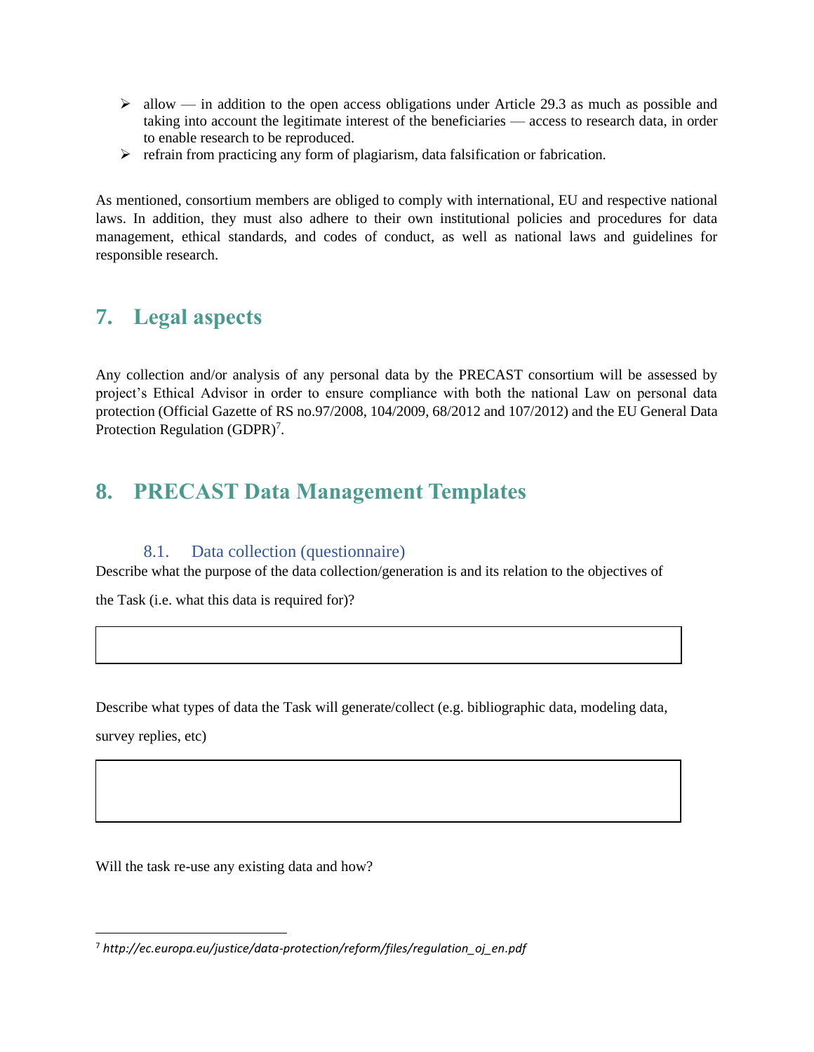- allow — in addition to the open access obligations under Article 29.3 as much as possible and taking into account the legitimate interest of the beneficiaries — access to research data, in order to enable research to be reproduced.
- refrain from practicing any form of plagiarism, data falsification or fabrication.

As mentioned, consortium members are obliged to comply with international, EU and respective national laws. In addition, they must also adhere to their own institutional policies and procedures for data management, ethical standards, and codes of conduct, as well as national laws and guidelines for responsible research.

# 7. Legal aspects

Any collection and/or analysis of any personal data by the PRECAST consortium will be assessed by project's Ethical Advisor in order to ensure compliance with both the national Law on personal data protection (Official Gazette of RS no.97/2008, 104/2009, 68/2012 and 107/2012) and the EU General Data Protection Regulation (GDPR)[7].

# 8. PRECAST Data Management Templates

## 8.1. Data collection (questionnaire)

Describe what the purpose of the data collection/generation is and its relation to the objectives of the Task (i.e. what this data is required for)?

| |
|---|
| |

Describe what types of data the Task will generate/collect (e.g. bibliographic data, modeling data, survey replies, etc)

| |
|---|
| |

Will the task re-use any existing data and how?

[7] *http://ec.europa.eu/justice/data-protection/reform/files/regulation_oj_en.pdf*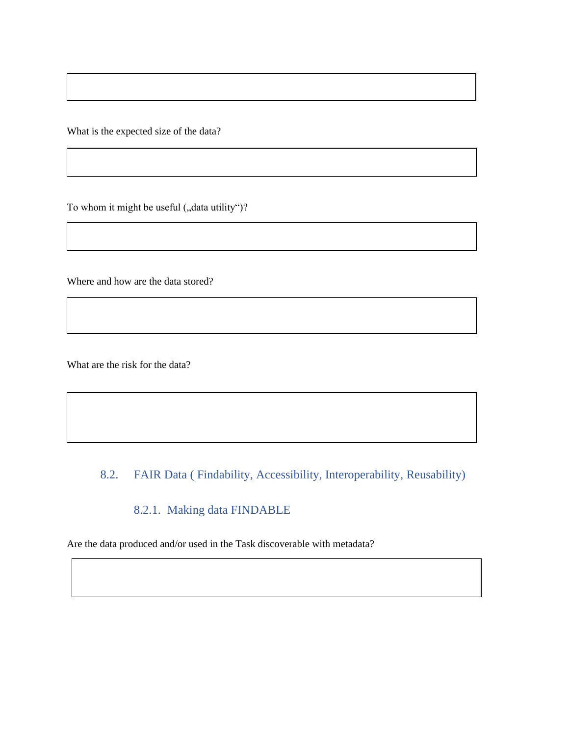What is the expected size of the data?

To whom it might be useful („data utility“)?

Where and how are the data stored?

What are the risk for the data?

## 8.2. FAIR Data ( Findability, Accessibility, Interoperability, Reusability)

### 8.2.1. Making data FINDABLE

Are the data produced and/or used in the Task discoverable with metadata?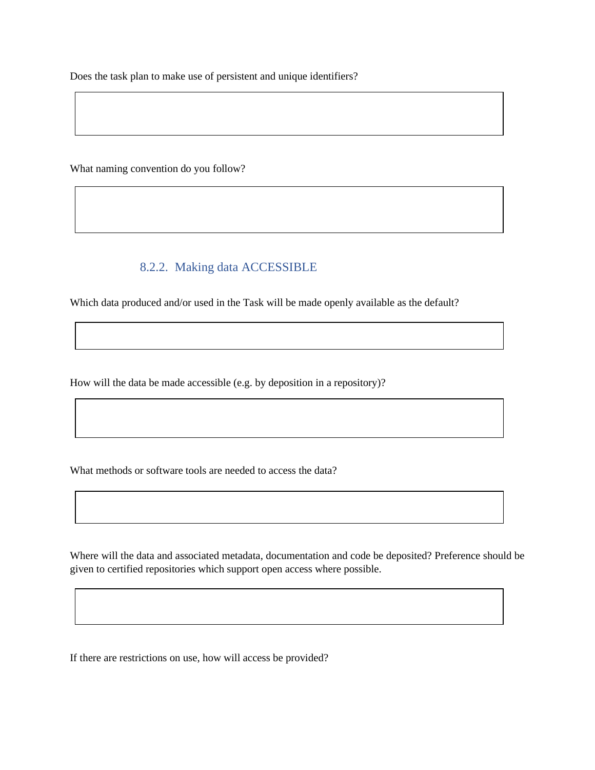Does the task plan to make use of persistent and unique identifiers?

What naming convention do you follow?

### 8.2.2. Making data ACCESSIBLE

Which data produced and/or used in the Task will be made openly available as the default?

How will the data be made accessible (e.g. by deposition in a repository)?

What methods or software tools are needed to access the data?

Where will the data and associated metadata, documentation and code be deposited? Preference should be given to certified repositories which support open access where possible.

If there are restrictions on use, how will access be provided?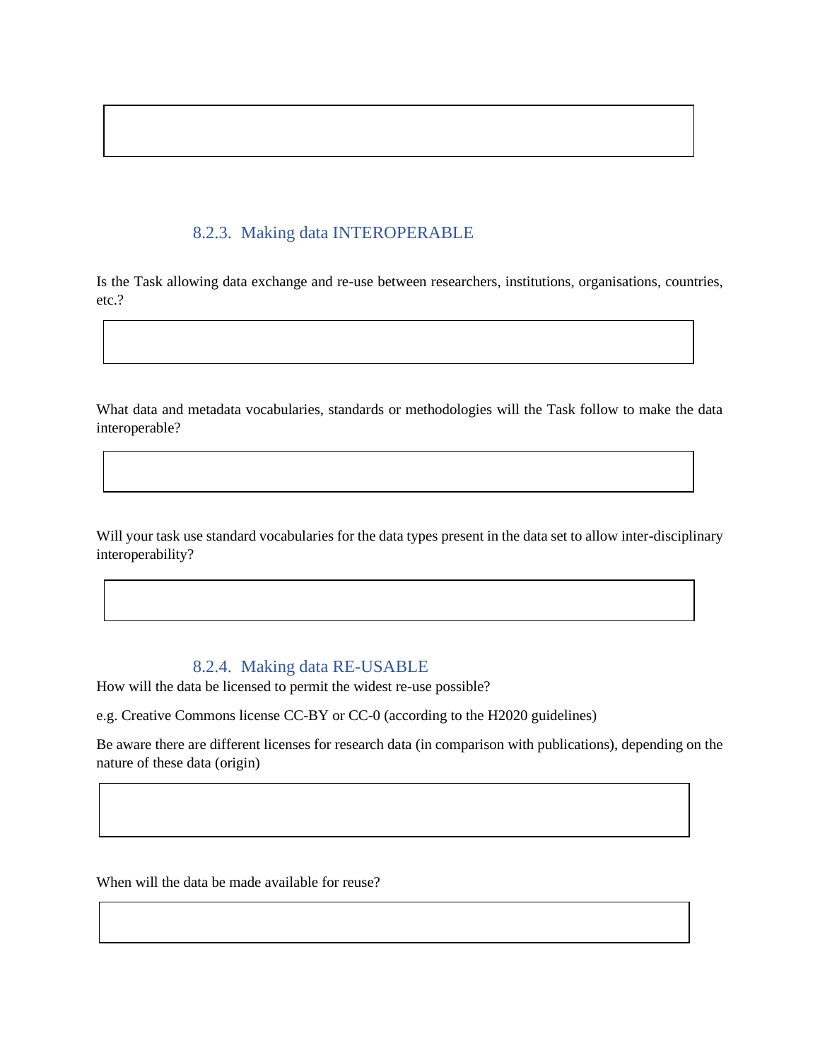### 8.2.3. Making data INTEROPERABLE

Is the Task allowing data exchange and re-use between researchers, institutions, organisations, countries, etc.?

What data and metadata vocabularies, standards or methodologies will the Task follow to make the data interoperable?

Will your task use standard vocabularies for the data types present in the data set to allow inter-disciplinary interoperability?

### 8.2.4. Making data RE-USABLE

How will the data be licensed to permit the widest re-use possible?

e.g. Creative Commons license CC-BY or CC-0 (according to the H2020 guidelines)

Be aware there are different licenses for research data (in comparison with publications), depending on the nature of these data (origin)

When will the data be made available for reuse?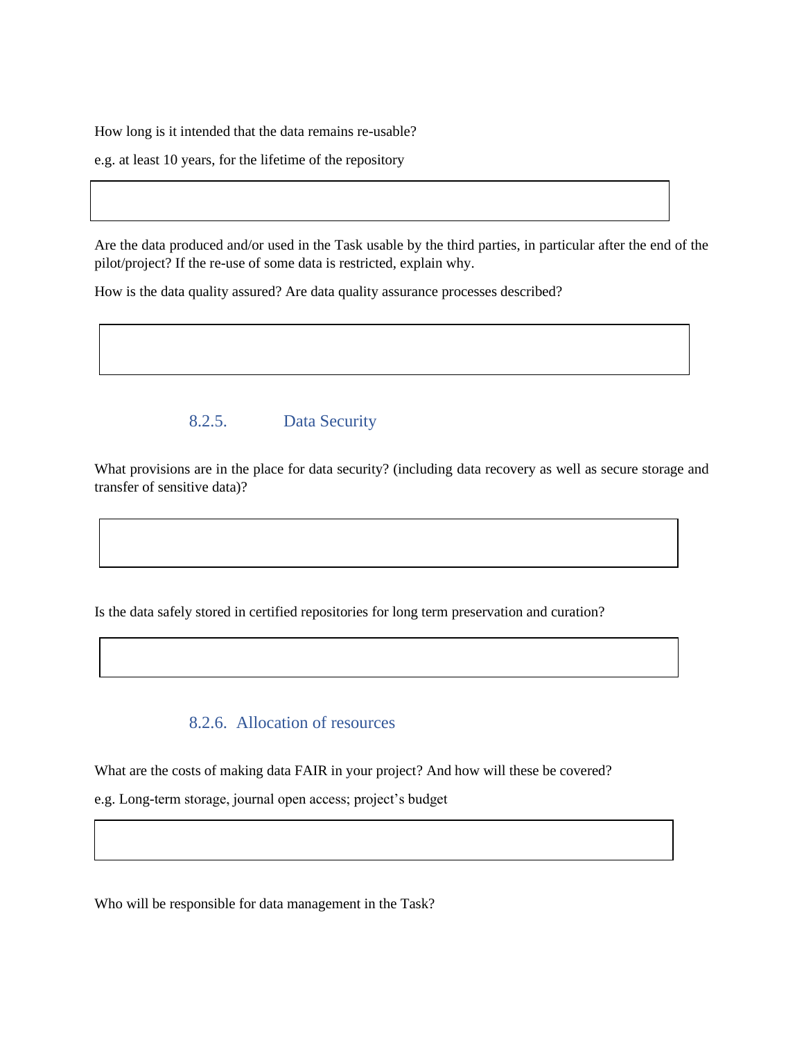How long is it intended that the data remains re-usable?

e.g. at least 10 years, for the lifetime of the repository

|   |
|---|
|   |

Are the data produced and/or used in the Task usable by the third parties, in particular after the end of the pilot/project? If the re-use of some data is restricted, explain why.

How is the data quality assured? Are data quality assurance processes described?

|   |
|---|
|   |

### 8.2.5. Data Security

What provisions are in the place for data security? (including data recovery as well as secure storage and transfer of sensitive data)?

|   |
|---|
|   |

Is the data safely stored in certified repositories for long term preservation and curation?

|   |
|---|
|   |

### 8.2.6. Allocation of resources

What are the costs of making data FAIR in your project? And how will these be covered?

e.g. Long-term storage, journal open access; project's budget

|   |
|---|
|   |

Who will be responsible for data management in the Task?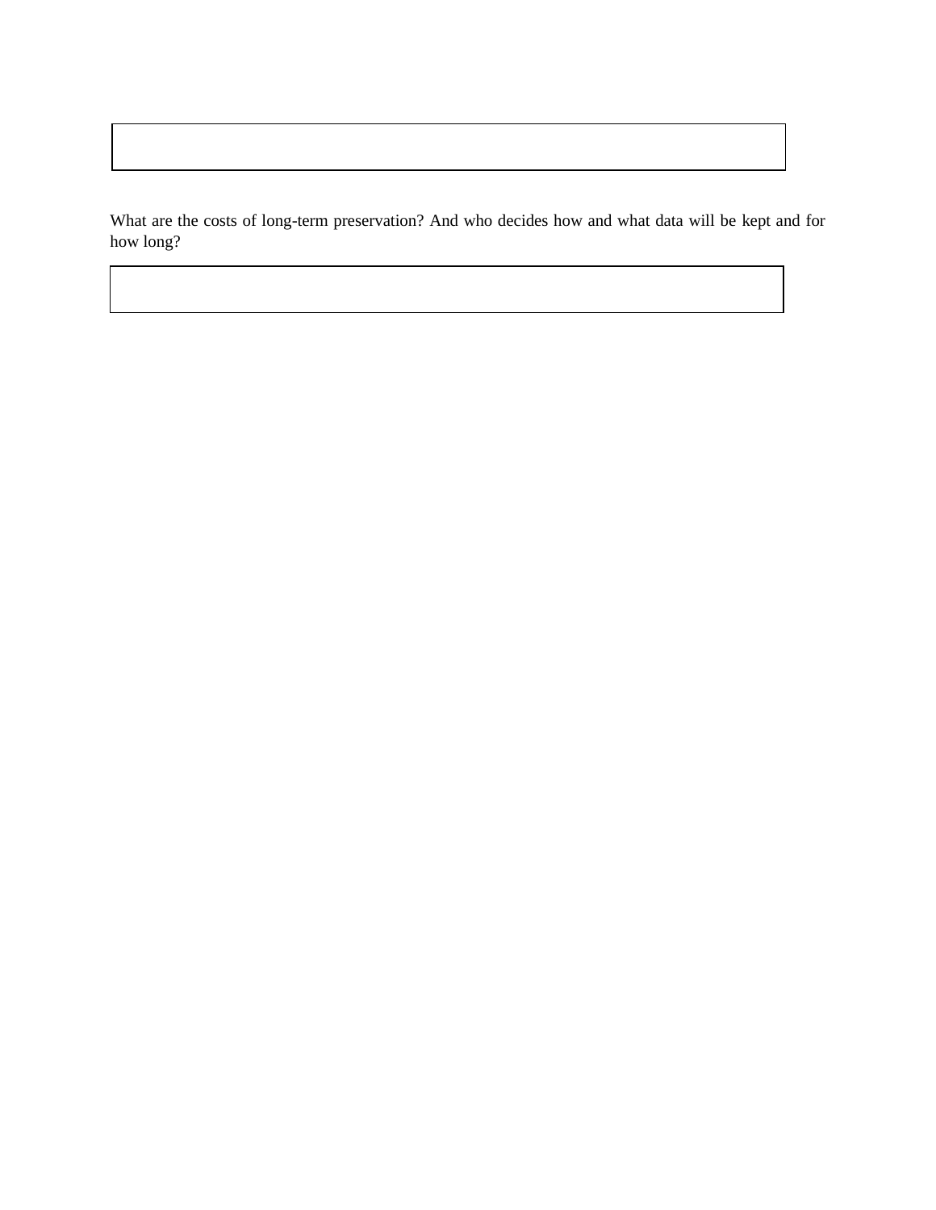What are the costs of long-term preservation? And who decides how and what data will be kept and for how long?